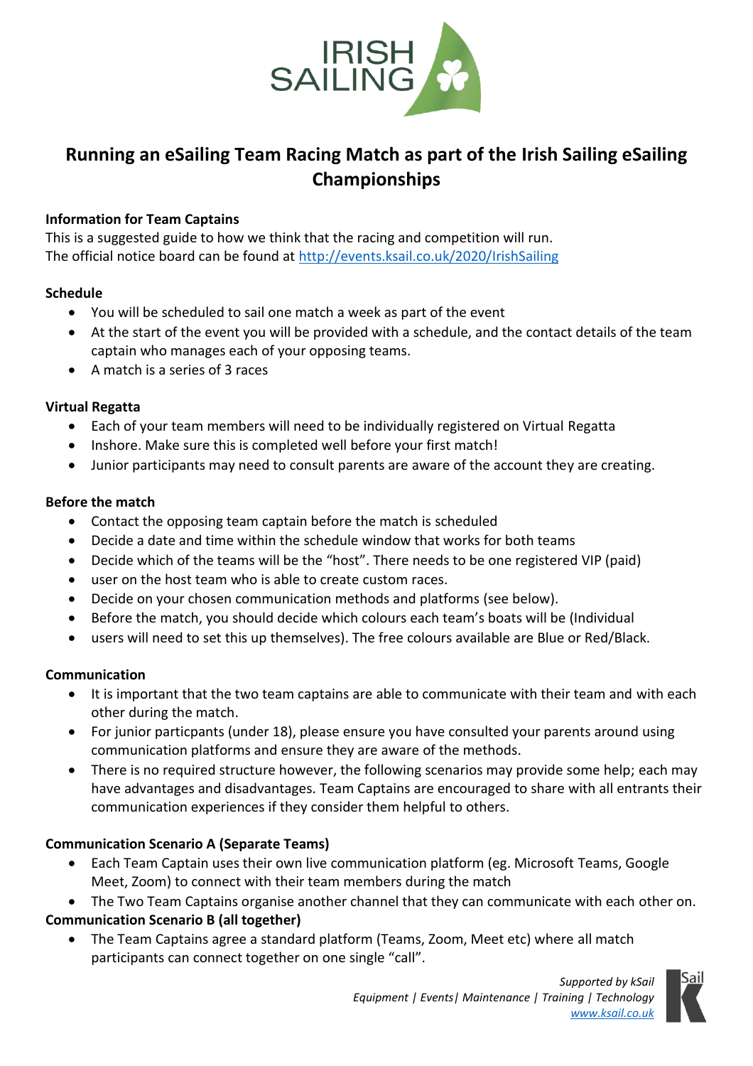# Running an eSailing Team Racing Match as part of the Irish Sailing eSailing Championships

**Information for Team Captains**

This is a suggested guide to how we think that the racing and competition will run.
The official notice board can be found at [http://events.ksail.co.uk/2020/IrishSailing](http://events.ksail.co.uk/2020/IrishSailing)

**Schedule**

- You will be scheduled to sail one match a week as part of the event
- At the start of the event you will be provided with a schedule, and the contact details of the team captain who manages each of your opposing teams.
- A match is a series of 3 races

**Virtual Regatta**

- Each of your team members will need to be individually registered on Virtual Regatta
- Inshore. Make sure this is completed well before your first match!
- Junior participants may need to consult parents are aware of the account they are creating.

**Before the match**

- Contact the opposing team captain before the match is scheduled
- Decide a date and time within the schedule window that works for both teams
- Decide which of the teams will be the "host". There needs to be one registered VIP (paid)
- user on the host team who is able to create custom races.
- Decide on your chosen communication methods and platforms (see below).
- Before the match, you should decide which colours each team's boats will be (Individual
- users will need to set this up themselves). The free colours available are Blue or Red/Black.

**Communication**

- It is important that the two team captains are able to communicate with their team and with each other during the match.
- For junior particpants (under 18), please ensure you have consulted your parents around using communication platforms and ensure they are aware of the methods.
- There is no required structure however, the following scenarios may provide some help; each may have advantages and disadvantages. Team Captains are encouraged to share with all entrants their communication experiences if they consider them helpful to others.

**Communication Scenario A (Separate Teams)**

- Each Team Captain uses their own live communication platform (eg. Microsoft Teams, Google Meet, Zoom) to connect with their team members during the match
- The Two Team Captains organise another channel that they can communicate with each other on.

**Communication Scenario B (all together)**

- The Team Captains agree a standard platform (Teams, Zoom, Meet etc) where all match participants can connect together on one single "call".

*Supported by kSail*
*Equipment | Events| Maintenance | Training | Technology*
*[www.ksail.co.uk](http://www.ksail.co.uk)*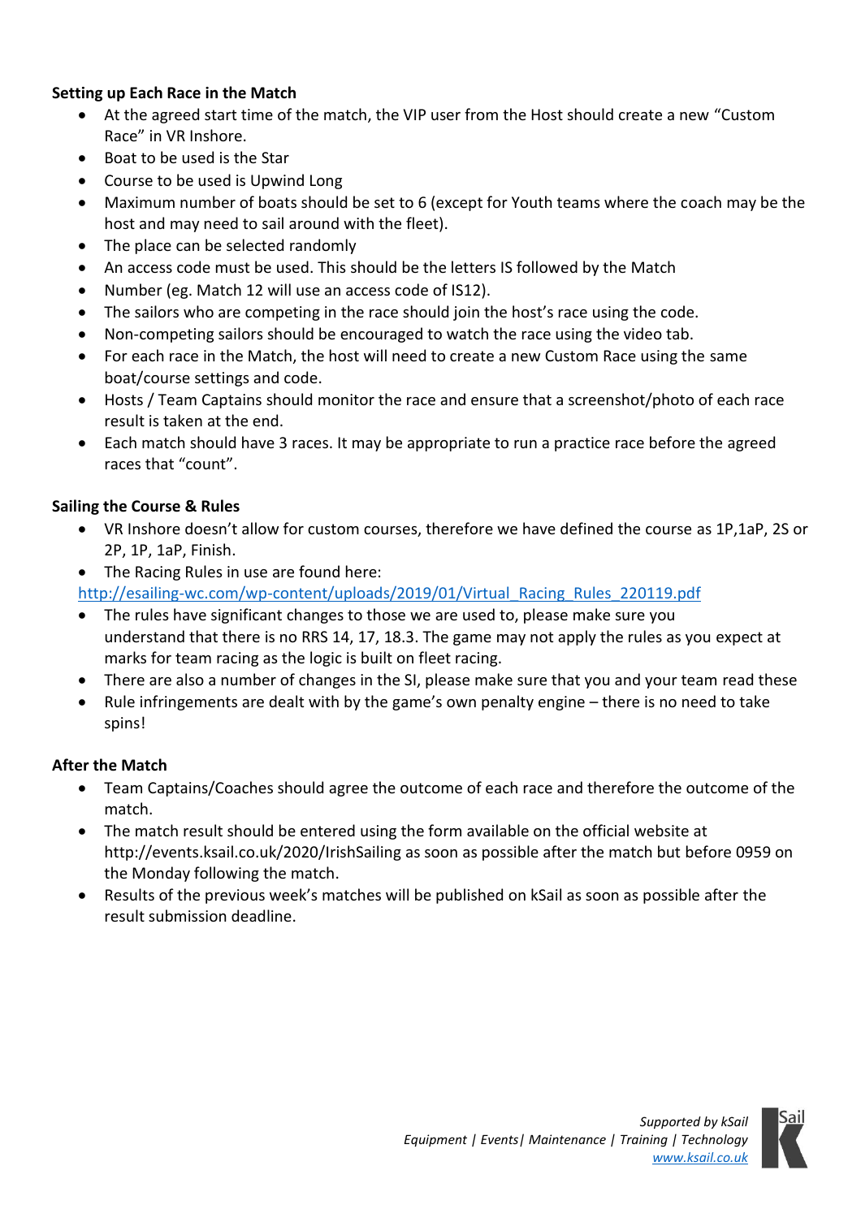**Setting up Each Race in the Match**

- At the agreed start time of the match, the VIP user from the Host should create a new "Custom Race" in VR Inshore.
- Boat to be used is the Star
- Course to be used is Upwind Long
- Maximum number of boats should be set to 6 (except for Youth teams where the coach may be the host and may need to sail around with the fleet).
- The place can be selected randomly
- An access code must be used. This should be the letters IS followed by the Match
- Number (eg. Match 12 will use an access code of IS12).
- The sailors who are competing in the race should join the host's race using the code.
- Non-competing sailors should be encouraged to watch the race using the video tab.
- For each race in the Match, the host will need to create a new Custom Race using the same boat/course settings and code.
- Hosts / Team Captains should monitor the race and ensure that a screenshot/photo of each race result is taken at the end.
- Each match should have 3 races. It may be appropriate to run a practice race before the agreed races that "count".

**Sailing the Course & Rules**

- VR Inshore doesn't allow for custom courses, therefore we have defined the course as 1P,1aP, 2S or 2P, 1P, 1aP, Finish.
- The Racing Rules in use are found here:

[http://esailing-wc.com/wp-content/uploads/2019/01/Virtual_Racing_Rules_220119.pdf](http://esailing-wc.com/wp-content/uploads/2019/01/Virtual_Racing_Rules_220119.pdf)

- The rules have significant changes to those we are used to, please make sure you understand that there is no RRS 14, 17, 18.3. The game may not apply the rules as you expect at marks for team racing as the logic is built on fleet racing.
- There are also a number of changes in the SI, please make sure that you and your team read these
- Rule infringements are dealt with by the game's own penalty engine – there is no need to take spins!

**After the Match**

- Team Captains/Coaches should agree the outcome of each race and therefore the outcome of the match.
- The match result should be entered using the form available on the official website at http://events.ksail.co.uk/2020/IrishSailing as soon as possible after the match but before 0959 on the Monday following the match.
- Results of the previous week's matches will be published on kSail as soon as possible after the result submission deadline.

*Supported by kSail*
*Equipment | Events| Maintenance | Training | Technology*
*[www.ksail.co.uk](http://www.ksail.co.uk)*